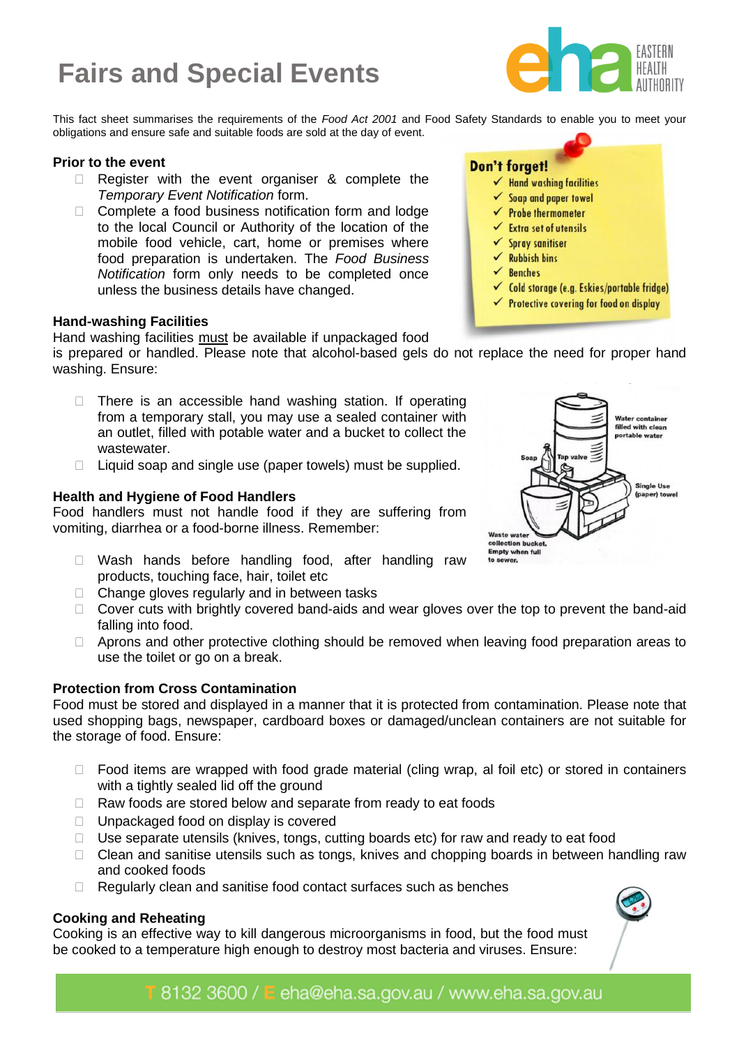# Fairs and Special Events

This fact sheet summarises the requirements of the *Food Act 2001* and Food Safety Standards to enable you to meet your obligations and ensure safe and suitable foods are sold at the day of event.

**Don't forget!**

- ✓ Hand washing facilities
- ✓ Soap and paper towel
- ✓ Probe thermometer
- ✓ Extra set of utensils
- ✓ Spray sanitiser
- ✓ Rubbish bins
- ✓ Benches
- ✓ Cold storage (e.g. Eskies/portable fridge)
- ✓ Protective covering for food on display

### Prior to the event

- Register with the event organiser & complete the *Temporary Event Notification* form.
- Complete a food business notification form and lodge to the local Council or Authority of the location of the mobile food vehicle, cart, home or premises where food preparation is undertaken. The *Food Business Notification* form only needs to be completed once unless the business details have changed.

### Hand-washing Facilities

Hand washing facilities must be available if unpackaged food is prepared or handled. Please note that alcohol-based gels do not replace the need for proper hand washing. Ensure:

- There is an accessible hand washing station. If operating from a temporary stall, you may use a sealed container with an outlet, filled with potable water and a bucket to collect the wastewater.
- Liquid soap and single use (paper towels) must be supplied.

### Health and Hygiene of Food Handlers

Food handlers must not handle food if they are suffering from vomiting, diarrhea or a food-borne illness. Remember:

- Wash hands before handling food, after handling raw products, touching face, hair, toilet etc
- Change gloves regularly and in between tasks
- Cover cuts with brightly covered band-aids and wear gloves over the top to prevent the band-aid falling into food.
- Aprons and other protective clothing should be removed when leaving food preparation areas to use the toilet or go on a break.

### Protection from Cross Contamination

Food must be stored and displayed in a manner that it is protected from contamination. Please note that used shopping bags, newspaper, cardboard boxes or damaged/unclean containers are not suitable for the storage of food. Ensure:

- Food items are wrapped with food grade material (cling wrap, al foil etc) or stored in containers with a tightly sealed lid off the ground
- Raw foods are stored below and separate from ready to eat foods
- Unpackaged food on display is covered
- Use separate utensils (knives, tongs, cutting boards etc) for raw and ready to eat food
- Clean and sanitise utensils such as tongs, knives and chopping boards in between handling raw and cooked foods
- Regularly clean and sanitise food contact surfaces such as benches

### Cooking and Reheating

Cooking is an effective way to kill dangerous microorganisms in food, but the food must be cooked to a temperature high enough to destroy most bacteria and viruses. Ensure: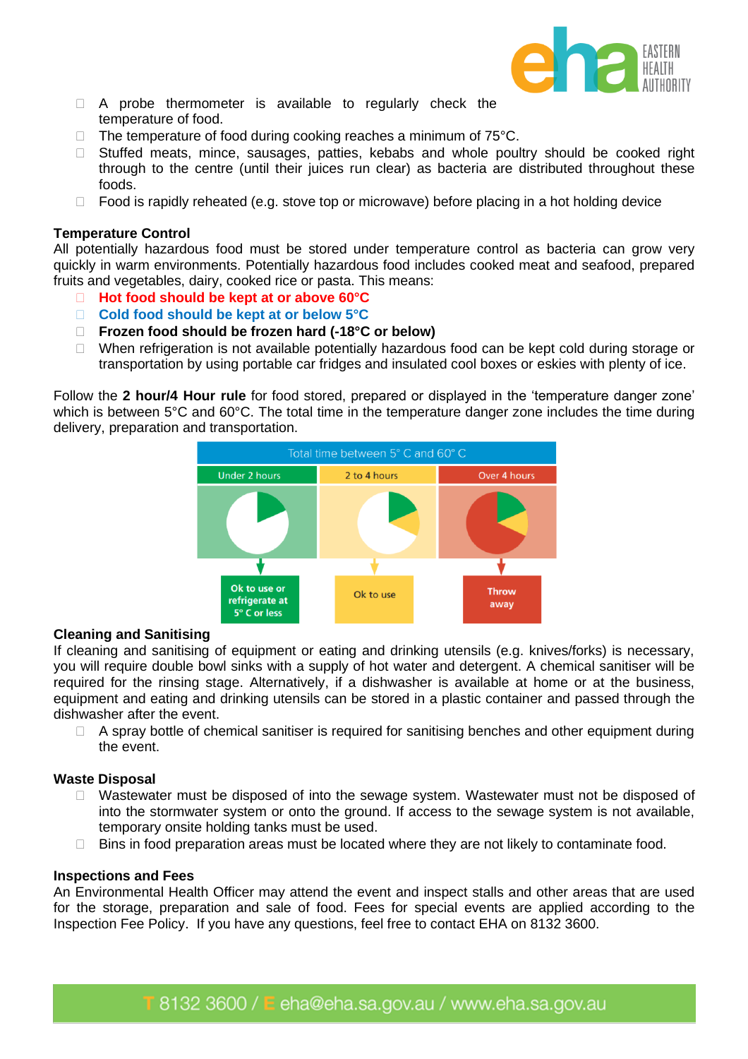- A probe thermometer is available to regularly check the temperature of food.
- The temperature of food during cooking reaches a minimum of 75°C.
- Stuffed meats, mince, sausages, patties, kebabs and whole poultry should be cooked right through to the centre (until their juices run clear) as bacteria are distributed throughout these foods.
- Food is rapidly reheated (e.g. stove top or microwave) before placing in a hot holding device

**Temperature Control**

All potentially hazardous food must be stored under temperature control as bacteria can grow very quickly in warm environments. Potentially hazardous food includes cooked meat and seafood, prepared fruits and vegetables, dairy, cooked rice or pasta. This means:

- **Hot food should be kept at or above 60°C**
- **Cold food should be kept at or below 5°C**
- **Frozen food should be frozen hard (-18°C or below)**
- When refrigeration is not available potentially hazardous food can be kept cold during storage or transportation by using portable car fridges and insulated cool boxes or eskies with plenty of ice.

Follow the **2 hour/4 Hour rule** for food stored, prepared or displayed in the 'temperature danger zone' which is between 5°C and 60°C. The total time in the temperature danger zone includes the time during delivery, preparation and transportation.

| Total time between 5° C and 60° C | | |
|---|---|---|
| Under 2 hours | 2 to 4 hours | Over 4 hours |
| Ok to use or refrigerate at 5° C or less | Ok to use | Throw away |

**Cleaning and Sanitising**

If cleaning and sanitising of equipment or eating and drinking utensils (e.g. knives/forks) is necessary, you will require double bowl sinks with a supply of hot water and detergent. A chemical sanitiser will be required for the rinsing stage. Alternatively, if a dishwasher is available at home or at the business, equipment and eating and drinking utensils can be stored in a plastic container and passed through the dishwasher after the event.

- A spray bottle of chemical sanitiser is required for sanitising benches and other equipment during the event.

**Waste Disposal**

- Wastewater must be disposed of into the sewage system. Wastewater must not be disposed of into the stormwater system or onto the ground. If access to the sewage system is not available, temporary onsite holding tanks must be used.
- Bins in food preparation areas must be located where they are not likely to contaminate food.

**Inspections and Fees**

An Environmental Health Officer may attend the event and inspect stalls and other areas that are used for the storage, preparation and sale of food. Fees for special events are applied according to the Inspection Fee Policy. If you have any questions, feel free to contact EHA on 8132 3600.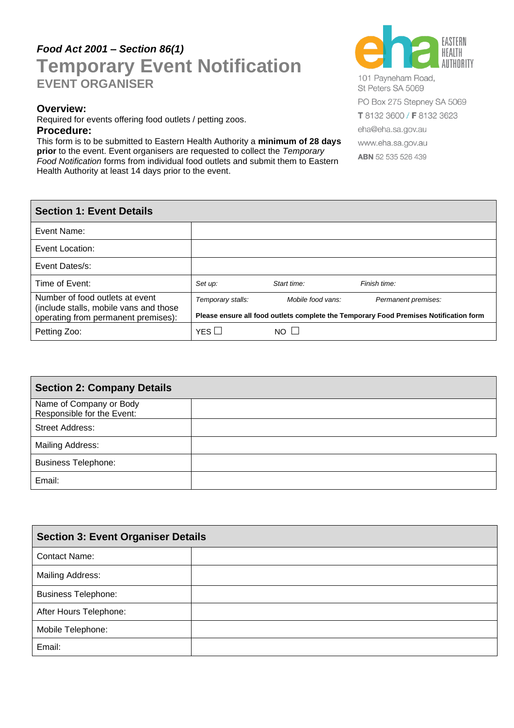*Food Act 2001 – Section 86(1)*

# Temporary Event Notification

## EVENT ORGANISER

EASTERN HEALTH AUTHORITY

101 Payneham Road,
St Peters SA 5069

PO Box 275 Stepney SA 5069

**T** 8132 3600 / **F** 8132 3623

eha@eha.sa.gov.au

www.eha.sa.gov.au

**ABN** 52 535 526 439

### Overview:

Required for events offering food outlets / petting zoos.

### Procedure:

This form is to be submitted to Eastern Health Authority a **minimum of 28 days prior** to the event. Event organisers are requested to collect the *Temporary Food Notification* forms from individual food outlets and submit them to Eastern Health Authority at least 14 days prior to the event.

| **Section 1: Event Details** | | | |
|---|---|---|---|
| Event Name: | | | |
| Event Location: | | | |
| Event Dates/s: | | | |
| Time of Event: | *Set up:* | *Start time:* | *Finish time:* |
| Number of food outlets at event (include stalls, mobile vans and those operating from permanent premises): | *Temporary stalls:* | *Mobile food vans:* | *Permanent premises:* |
| | **Please ensure all food outlets complete the Temporary Food Premises Notification form** | | |
| Petting Zoo: | YES ☐ | NO ☐ | |

| **Section 2: Company Details** | |
|---|---|
| Name of Company or Body Responsible for the Event: | |
| Street Address: | |
| Mailing Address: | |
| Business Telephone: | |
| Email: | |

| **Section 3: Event Organiser Details** | |
|---|---|
| Contact Name: | |
| Mailing Address: | |
| Business Telephone: | |
| After Hours Telephone: | |
| Mobile Telephone: | |
| Email: | |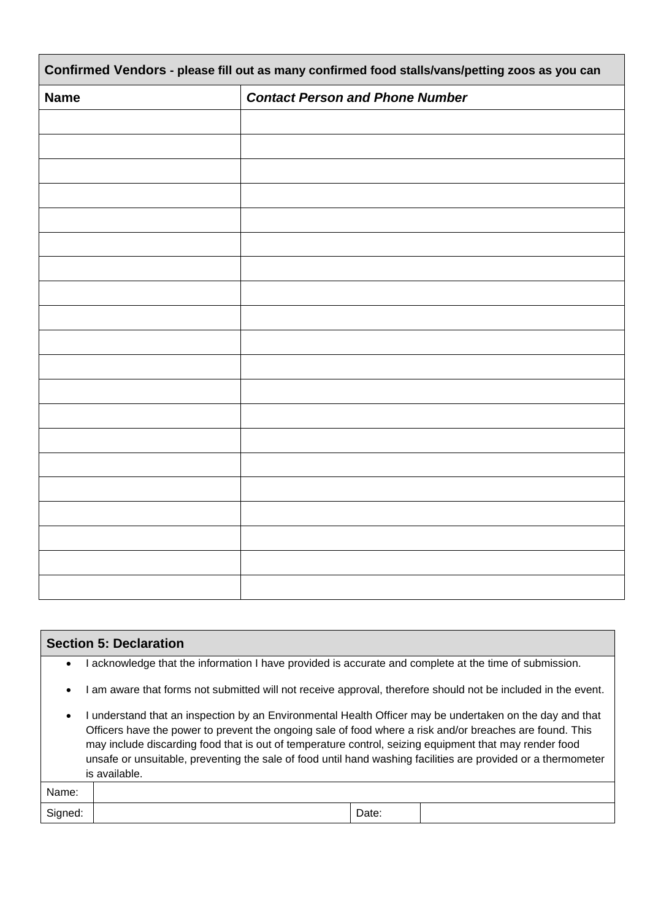| Confirmed Vendors - please fill out as many confirmed food stalls/vans/petting zoos as you can | |
|---|---|
| **Name** | ***Contact Person and Phone Number*** |
| | |
| | |
| | |
| | |
| | |
| | |
| | |
| | |
| | |
| | |
| | |
| | |
| | |
| | |
| | |
| | |
| | |
| | |
| | |
| | |

| Section 5: Declaration | | | |
|---|---|---|---|
| • I acknowledge that the information I have provided is accurate and complete at the time of submission.<br>• I am aware that forms not submitted will not receive approval, therefore should not be included in the event.<br>• I understand that an inspection by an Environmental Health Officer may be undertaken on the day and that Officers have the power to prevent the ongoing sale of food where a risk and/or breaches are found. This may include discarding food that is out of temperature control, seizing equipment that may render food unsafe or unsuitable, preventing the sale of food until hand washing facilities are provided or a thermometer is available. | | | |
| Name: | | | |
| Signed: | | Date: | |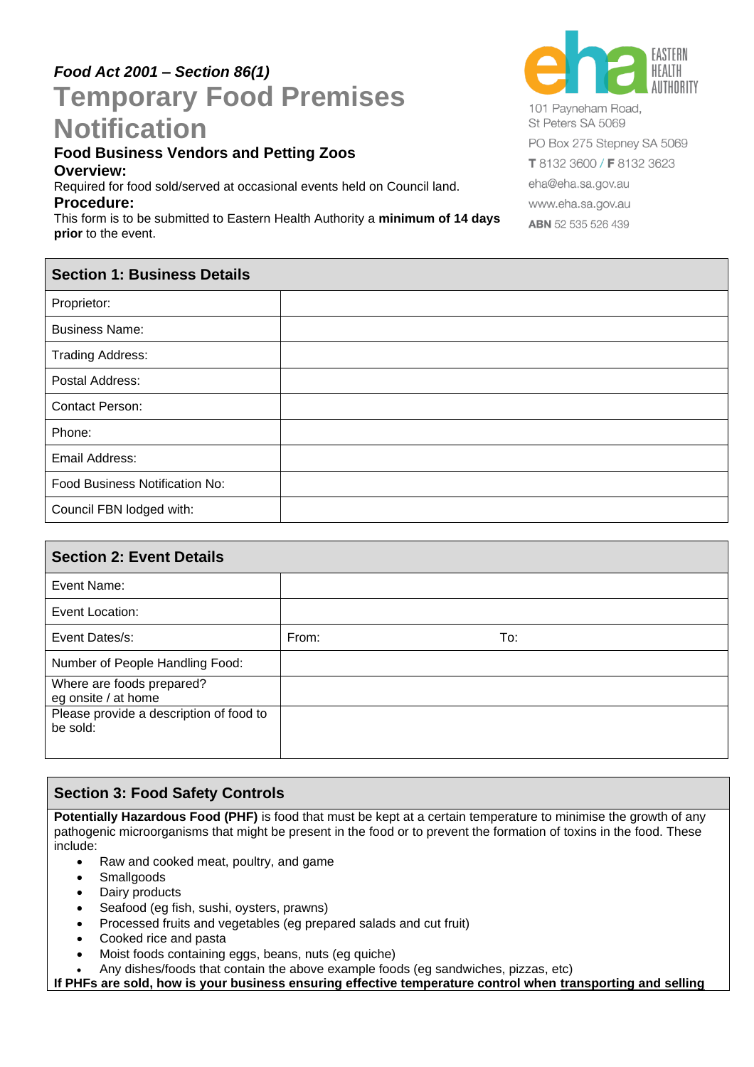*Food Act 2001 – Section 86(1)*

# Temporary Food Premises Notification

### Food Business Vendors and Petting Zoos

**Overview:**

Required for food sold/served at occasional events held on Council land.

**Procedure:**

This form is to be submitted to Eastern Health Authority a **minimum of 14 days prior** to the event.

EASTERN HEALTH AUTHORITY

101 Payneham Road,
St Peters SA 5069

PO Box 275 Stepney SA 5069

**T** 8132 3600 / **F** 8132 3623

eha@eha.sa.gov.au

www.eha.sa.gov.au

**ABN** 52 535 526 439

| **Section 1: Business Details** | |
|---|---|
| Proprietor: | |
| Business Name: | |
| Trading Address: | |
| Postal Address: | |
| Contact Person: | |
| Phone: | |
| Email Address: | |
| Food Business Notification No: | |
| Council FBN lodged with: | |

| **Section 2: Event Details** | | |
|---|---|---|
| Event Name: | | |
| Event Location: | | |
| Event Dates/s: | From: | To: |
| Number of People Handling Food: | | |
| Where are foods prepared? eg onsite / at home | | |
| Please provide a description of food to be sold: | | |

## Section 3: Food Safety Controls

**Potentially Hazardous Food (PHF)** is food that must be kept at a certain temperature to minimise the growth of any pathogenic microorganisms that might be present in the food or to prevent the formation of toxins in the food. These include:

- Raw and cooked meat, poultry, and game
- Smallgoods
- Dairy products
- Seafood (eg fish, sushi, oysters, prawns)
- Processed fruits and vegetables (eg prepared salads and cut fruit)
- Cooked rice and pasta
- Moist foods containing eggs, beans, nuts (eg quiche)
- Any dishes/foods that contain the above example foods (eg sandwiches, pizzas, etc)

**If PHFs are sold, how is your business ensuring effective temperature control when transporting and selling**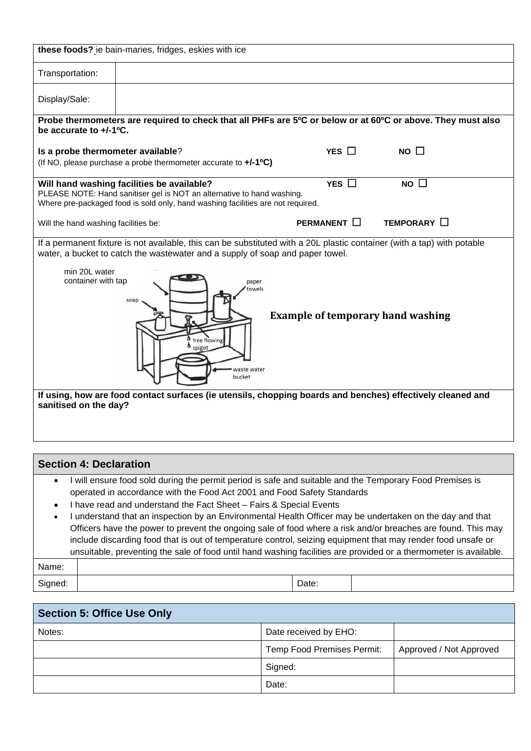**these foods?** ie bain-maries, fridges, eskies with ice

| | |
|---|---|
| Transportation: | |
| Display/Sale: | |

**Probe thermometers are required to check that all PHFs are 5ºC or below or at 60ºC or above. They must also be accurate to +/-1ºC.**

**Is a probe thermometer available**? **YES** ☐ **NO** ☐

(If NO, please purchase a probe thermometer accurate to **+/-1ºC)**

**Will hand washing facilities be available?** **YES** ☐ **NO** ☐

PLEASE NOTE: Hand sanitiser gel is NOT an alternative to hand washing.
Where pre-packaged food is sold only, hand washing facilities are not required.

Will the hand washing facilities be: **PERMANENT** ☐ **TEMPORARY** ☐

If a permanent fixture is not available, this can be substituted with a 20L plastic container (with a tap) with potable water, a bucket to catch the wastewater and a supply of soap and paper towel.

min 20L water container with tap

soap

paper towels

free flowing spigot

waste water bucket

**Example of temporary hand washing**

**If using, how are food contact surfaces (ie utensils, chopping boards and benches) effectively cleaned and sanitised on the day?**

## Section 4: Declaration

- I will ensure food sold during the permit period is safe and suitable and the Temporary Food Premises is operated in accordance with the Food Act 2001 and Food Safety Standards
- I have read and understand the Fact Sheet – Fairs & Special Events
- I understand that an inspection by an Environmental Health Officer may be undertaken on the day and that Officers have the power to prevent the ongoing sale of food where a risk and/or breaches are found. This may include discarding food that is out of temperature control, seizing equipment that may render food unsafe or unsuitable, preventing the sale of food until hand washing facilities are provided or a thermometer is available.

| | | | |
|---|---|---|---|
| Name: | | | |
| Signed: | | Date: | |

## Section 5: Office Use Only

| | | |
|---|---|---|
| Notes: | Date received by EHO: | |
| | Temp Food Premises Permit: | Approved / Not Approved |
| | Signed: | |
| | Date: | |